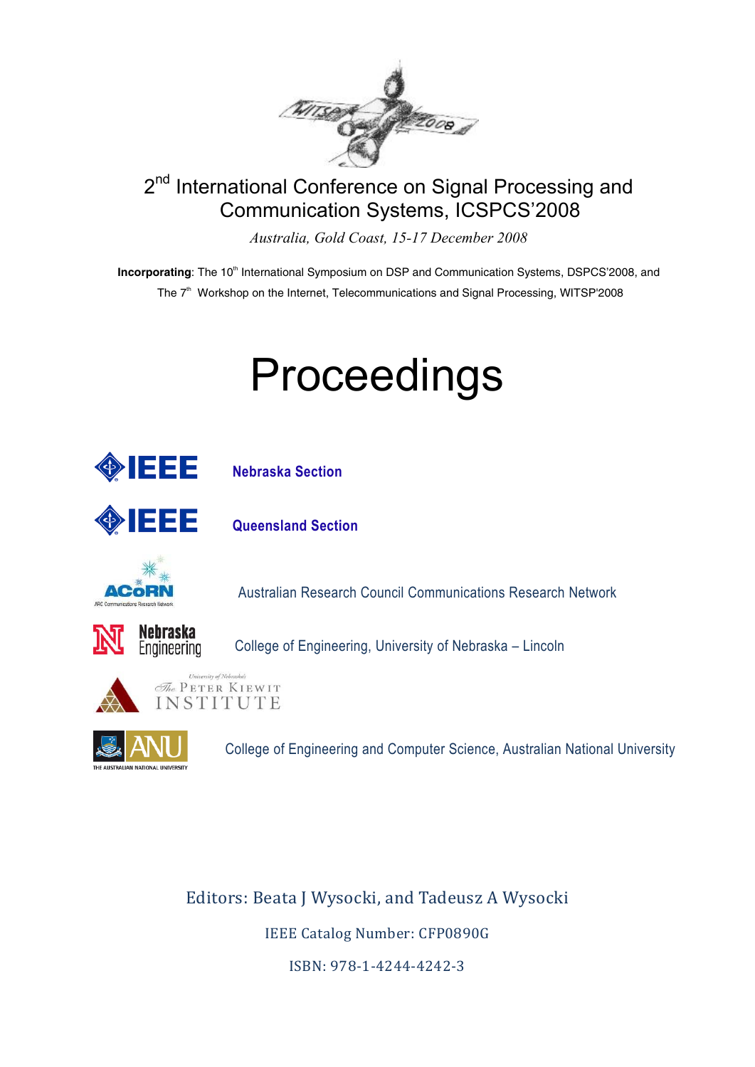2nd International Conference on Signal Processing and Communication Systems, ICSPCS'2008

*Australia, Gold Coast, 15-17 December 2008*

**Incorporating**: The 10th International Symposium on DSP and Communication Systems, DSPCS'2008, and The 7th Workshop on the Internet, Telecommunications and Signal Processing, WITSP'2008

# Proceedings

IEEE **Nebraska Section**

IEEE **Queensland Section**

ACoRN — Australian Research Council Communications Research Network

Nebraska Engineering — College of Engineering, University of Nebraska – Lincoln

University of Nebraska's The Peter Kiewit Institute

ANU — College of Engineering and Computer Science, Australian National University

Editors: Beata J Wysocki, and Tadeusz A Wysocki

IEEE Catalog Number: CFP0890G

ISBN: 978-1-4244-4242-3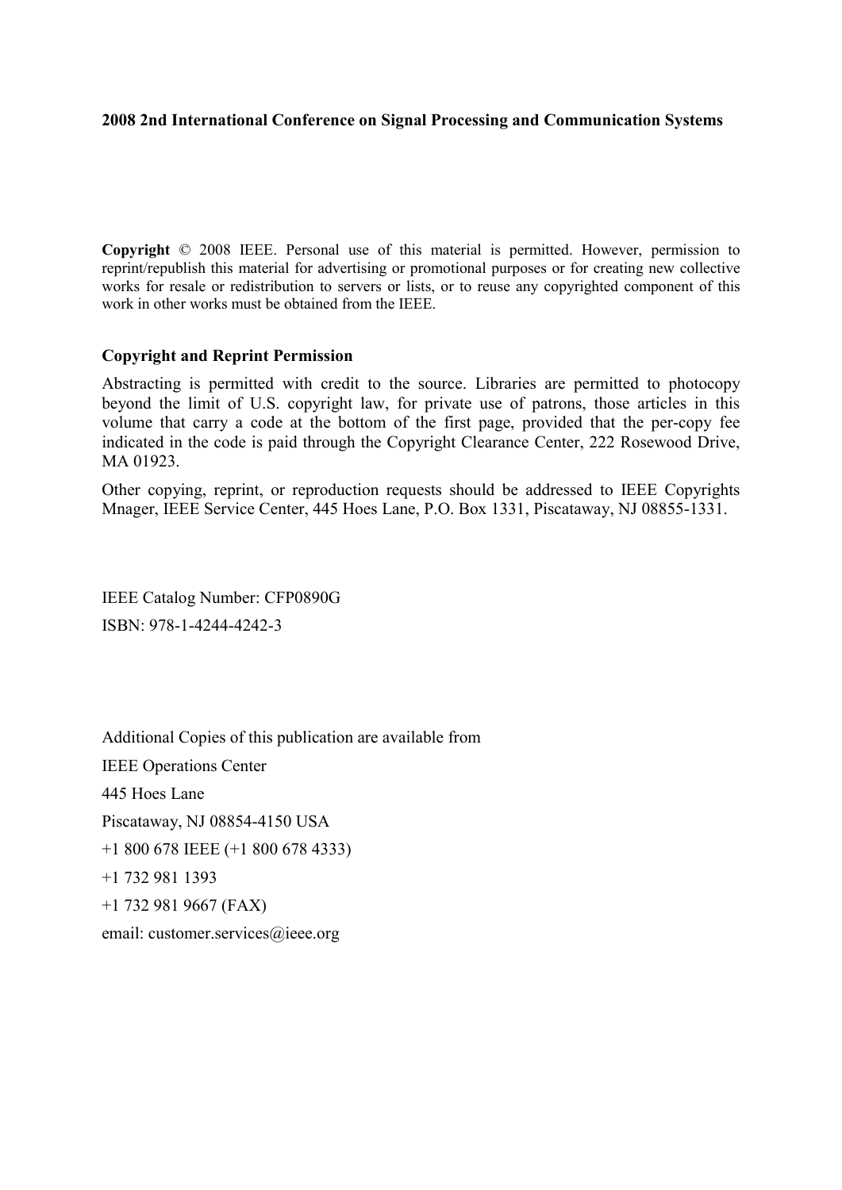**2008 2nd International Conference on Signal Processing and Communication Systems**

**Copyright** © 2008 IEEE. Personal use of this material is permitted. However, permission to reprint/republish this material for advertising or promotional purposes or for creating new collective works for resale or redistribution to servers or lists, or to reuse any copyrighted component of this work in other works must be obtained from the IEEE.

**Copyright and Reprint Permission**

Abstracting is permitted with credit to the source. Libraries are permitted to photocopy beyond the limit of U.S. copyright law, for private use of patrons, those articles in this volume that carry a code at the bottom of the first page, provided that the per-copy fee indicated in the code is paid through the Copyright Clearance Center, 222 Rosewood Drive, MA 01923.

Other copying, reprint, or reproduction requests should be addressed to IEEE Copyrights Mnager, IEEE Service Center, 445 Hoes Lane, P.O. Box 1331, Piscataway, NJ 08855-1331.

IEEE Catalog Number: CFP0890G

ISBN: 978-1-4244-4242-3

Additional Copies of this publication are available from

IEEE Operations Center

445 Hoes Lane

Piscataway, NJ 08854-4150 USA

+1 800 678 IEEE (+1 800 678 4333)

+1 732 981 1393

+1 732 981 9667 (FAX)

email: customer.services@ieee.org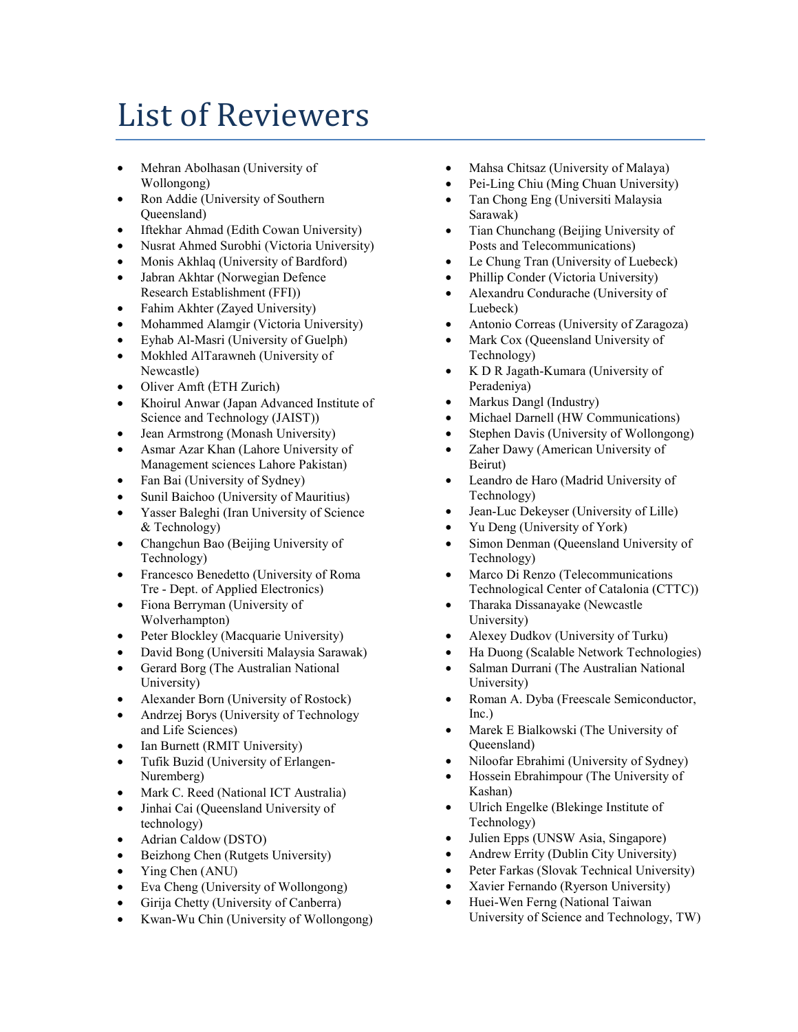# List of Reviewers

- Mehran Abolhasan (University of Wollongong)
- Ron Addie (University of Southern Queensland)
- Iftekhar Ahmad (Edith Cowan University)
- Nusrat Ahmed Surobhi (Victoria University)
- Monis Akhlaq (University of Bardford)
- Jabran Akhtar (Norwegian Defence Research Establishment (FFI))
- Fahim Akhter (Zayed University)
- Mohammed Alamgir (Victoria University)
- Eyhab Al-Masri (University of Guelph)
- Mokhled AlTarawneh (University of Newcastle)
- Oliver Amft (ETH Zurich)
- Khoirul Anwar (Japan Advanced Institute of Science and Technology (JAIST))
- Jean Armstrong (Monash University)
- Asmar Azar Khan (Lahore University of Management sciences Lahore Pakistan)
- Fan Bai (University of Sydney)
- Sunil Baichoo (University of Mauritius)
- Yasser Baleghi (Iran University of Science & Technology)
- Changchun Bao (Beijing University of Technology)
- Francesco Benedetto (University of Roma Tre - Dept. of Applied Electronics)
- Fiona Berryman (University of Wolverhampton)
- Peter Blockley (Macquarie University)
- David Bong (Universiti Malaysia Sarawak)
- Gerard Borg (The Australian National University)
- Alexander Born (University of Rostock)
- Andrzej Borys (University of Technology and Life Sciences)
- Ian Burnett (RMIT University)
- Tufik Buzid (University of Erlangen-Nuremberg)
- Mark C. Reed (National ICT Australia)
- Jinhai Cai (Queensland University of technology)
- Adrian Caldow (DSTO)
- Beizhong Chen (Rutgets University)
- Ying Chen (ANU)
- Eva Cheng (University of Wollongong)
- Girija Chetty (University of Canberra)
- Kwan-Wu Chin (University of Wollongong)
- Mahsa Chitsaz (University of Malaya)
- Pei-Ling Chiu (Ming Chuan University)
- Tan Chong Eng (Universiti Malaysia Sarawak)
- Tian Chunchang (Beijing University of Posts and Telecommunications)
- Le Chung Tran (University of Luebeck)
- Phillip Conder (Victoria University)
- Alexandru Condurache (University of Luebeck)
- Antonio Correas (University of Zaragoza)
- Mark Cox (Queensland University of Technology)
- K D R Jagath-Kumara (University of Peradeniya)
- Markus Dangl (Industry)
- Michael Darnell (HW Communications)
- Stephen Davis (University of Wollongong)
- Zaher Dawy (American University of Beirut)
- Leandro de Haro (Madrid University of Technology)
- Jean-Luc Dekeyser (University of Lille)
- Yu Deng (University of York)
- Simon Denman (Queensland University of Technology)
- Marco Di Renzo (Telecommunications Technological Center of Catalonia (CTTC))
- Tharaka Dissanayake (Newcastle University)
- Alexey Dudkov (University of Turku)
- Ha Duong (Scalable Network Technologies)
- Salman Durrani (The Australian National University)
- Roman A. Dyba (Freescale Semiconductor, Inc.)
- Marek E Bialkowski (The University of Queensland)
- Niloofar Ebrahimi (University of Sydney)
- Hossein Ebrahimpour (The University of Kashan)
- Ulrich Engelke (Blekinge Institute of Technology)
- Julien Epps (UNSW Asia, Singapore)
- Andrew Errity (Dublin City University)
- Peter Farkas (Slovak Technical University)
- Xavier Fernando (Ryerson University)
- Huei-Wen Ferng (National Taiwan University of Science and Technology, TW)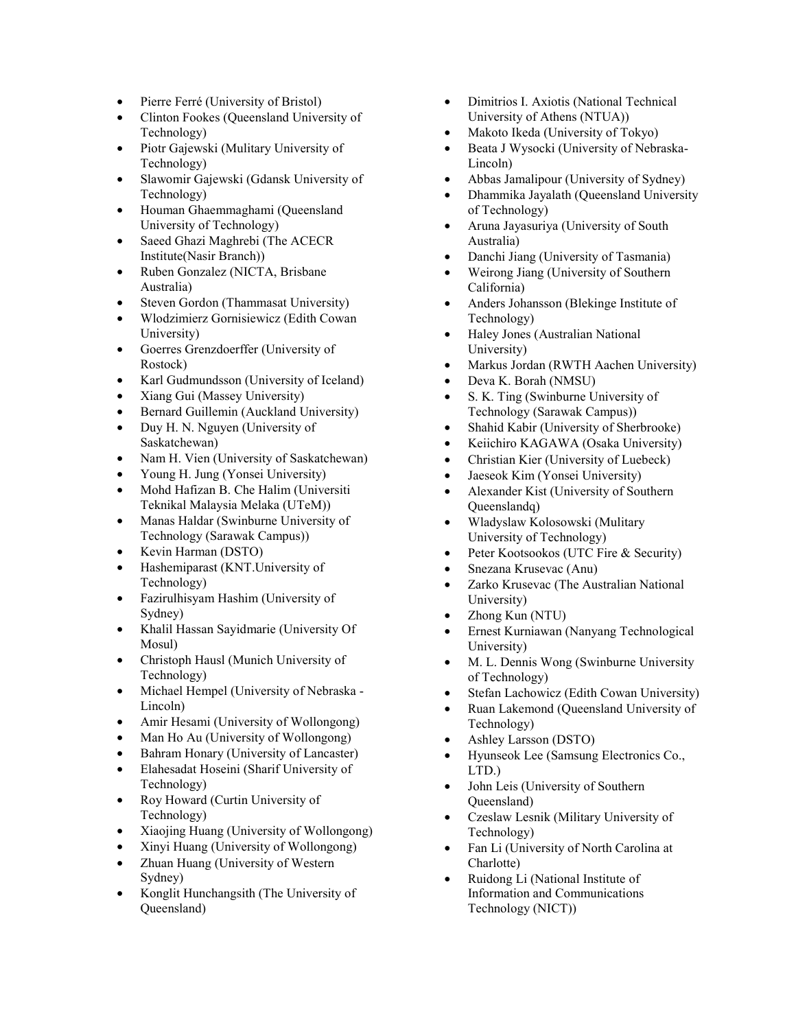- Pierre Ferré (University of Bristol)
- Clinton Fookes (Queensland University of Technology)
- Piotr Gajewski (Mulitary University of Technology)
- Slawomir Gajewski (Gdansk University of Technology)
- Houman Ghaemmaghami (Queensland University of Technology)
- Saeed Ghazi Maghrebi (The ACECR Institute(Nasir Branch))
- Ruben Gonzalez (NICTA, Brisbane Australia)
- Steven Gordon (Thammasat University)
- Wlodzimierz Gornisiewicz (Edith Cowan University)
- Goerres Grenzdoerffer (University of Rostock)
- Karl Gudmundsson (University of Iceland)
- Xiang Gui (Massey University)
- Bernard Guillemin (Auckland University)
- Duy H. N. Nguyen (University of Saskatchewan)
- Nam H. Vien (University of Saskatchewan)
- Young H. Jung (Yonsei University)
- Mohd Hafizan B. Che Halim (Universiti Teknikal Malaysia Melaka (UTeM))
- Manas Haldar (Swinburne University of Technology (Sarawak Campus))
- Kevin Harman (DSTO)
- Hashemiparast (KNT.University of Technology)
- Fazirulhisyam Hashim (University of Sydney)
- Khalil Hassan Sayidmarie (University Of Mosul)
- Christoph Hausl (Munich University of Technology)
- Michael Hempel (University of Nebraska - Lincoln)
- Amir Hesami (University of Wollongong)
- Man Ho Au (University of Wollongong)
- Bahram Honary (University of Lancaster)
- Elahesadat Hoseini (Sharif University of Technology)
- Roy Howard (Curtin University of Technology)
- Xiaojing Huang (University of Wollongong)
- Xinyi Huang (University of Wollongong)
- Zhuan Huang (University of Western Sydney)
- Konglit Hunchangsith (The University of Queensland)
- Dimitrios I. Axiotis (National Technical University of Athens (NTUA))
- Makoto Ikeda (University of Tokyo)
- Beata J Wysocki (University of Nebraska-Lincoln)
- Abbas Jamalipour (University of Sydney)
- Dhammika Jayalath (Queensland University of Technology)
- Aruna Jayasuriya (University of South Australia)
- Danchi Jiang (University of Tasmania)
- Weirong Jiang (University of Southern California)
- Anders Johansson (Blekinge Institute of Technology)
- Haley Jones (Australian National University)
- Markus Jordan (RWTH Aachen University)
- Deva K. Borah (NMSU)
- S. K. Ting (Swinburne University of Technology (Sarawak Campus))
- Shahid Kabir (University of Sherbrooke)
- Keiichiro KAGAWA (Osaka University)
- Christian Kier (University of Luebeck)
- Jaeseok Kim (Yonsei University)
- Alexander Kist (University of Southern Queenslandq)
- Wladyslaw Kolosowski (Mulitary University of Technology)
- Peter Kootsookos (UTC Fire & Security)
- Snezana Krusevac (Anu)
- Zarko Krusevac (The Australian National University)
- Zhong Kun (NTU)
- Ernest Kurniawan (Nanyang Technological University)
- M. L. Dennis Wong (Swinburne University of Technology)
- Stefan Lachowicz (Edith Cowan University)
- Ruan Lakemond (Queensland University of Technology)
- Ashley Larsson (DSTO)
- Hyunseok Lee (Samsung Electronics Co., LTD.)
- John Leis (University of Southern Queensland)
- Czeslaw Lesnik (Military University of Technology)
- Fan Li (University of North Carolina at Charlotte)
- Ruidong Li (National Institute of Information and Communications Technology (NICT))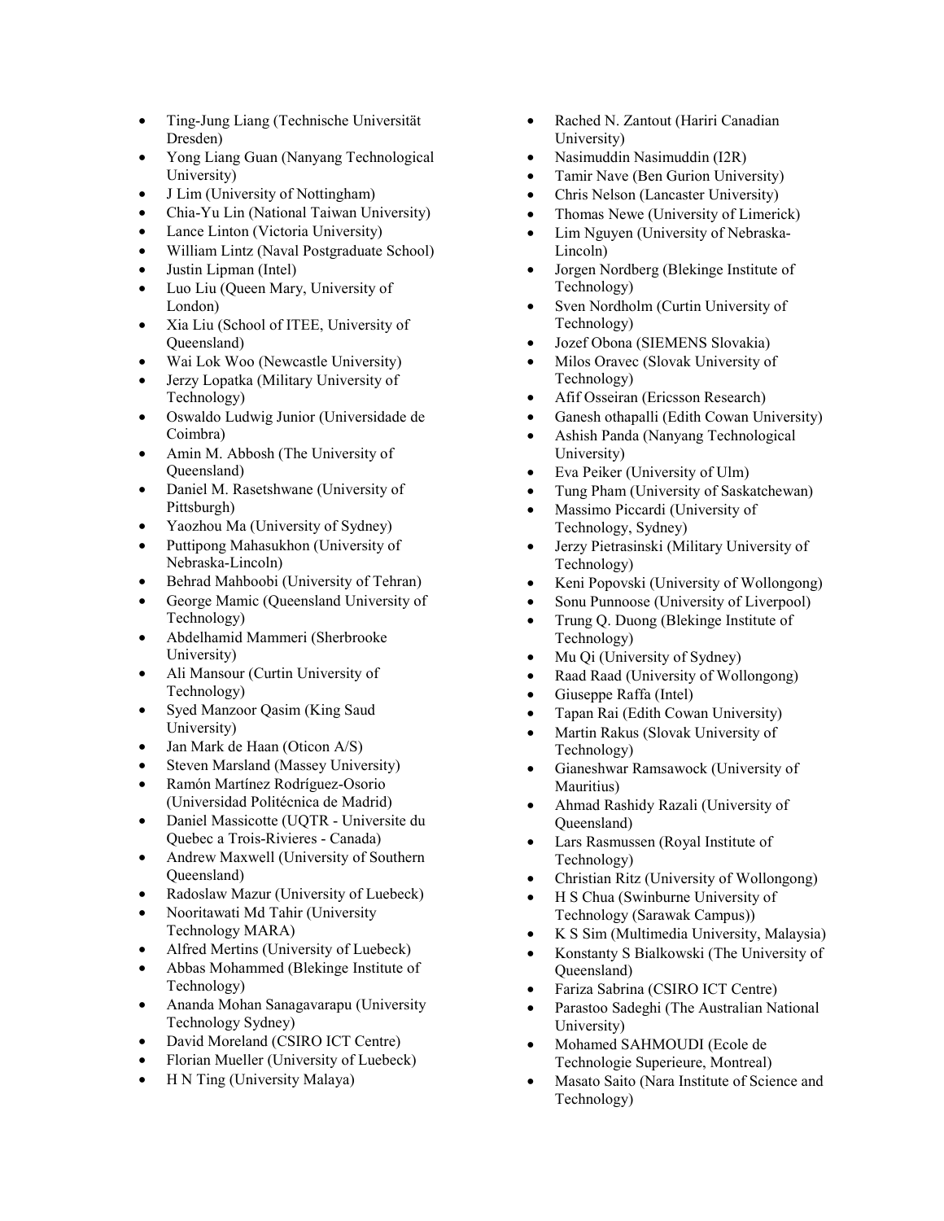- Ting-Jung Liang (Technische Universität Dresden)
- Yong Liang Guan (Nanyang Technological University)
- J Lim (University of Nottingham)
- Chia-Yu Lin (National Taiwan University)
- Lance Linton (Victoria University)
- William Lintz (Naval Postgraduate School)
- Justin Lipman (Intel)
- Luo Liu (Queen Mary, University of London)
- Xia Liu (School of ITEE, University of Queensland)
- Wai Lok Woo (Newcastle University)
- Jerzy Lopatka (Military University of Technology)
- Oswaldo Ludwig Junior (Universidade de Coimbra)
- Amin M. Abbosh (The University of Queensland)
- Daniel M. Rasetshwane (University of Pittsburgh)
- Yaozhou Ma (University of Sydney)
- Puttipong Mahasukhon (University of Nebraska-Lincoln)
- Behrad Mahboobi (University of Tehran)
- George Mamic (Queensland University of Technology)
- Abdelhamid Mammeri (Sherbrooke University)
- Ali Mansour (Curtin University of Technology)
- Syed Manzoor Qasim (King Saud University)
- Jan Mark de Haan (Oticon A/S)
- Steven Marsland (Massey University)
- Ramón Martínez Rodríguez-Osorio (Universidad Politécnica de Madrid)
- Daniel Massicotte (UQTR - Universite du Quebec a Trois-Rivieres - Canada)
- Andrew Maxwell (University of Southern Queensland)
- Radoslaw Mazur (University of Luebeck)
- Nooritawati Md Tahir (University Technology MARA)
- Alfred Mertins (University of Luebeck)
- Abbas Mohammed (Blekinge Institute of Technology)
- Ananda Mohan Sanagavarapu (University Technology Sydney)
- David Moreland (CSIRO ICT Centre)
- Florian Mueller (University of Luebeck)
- H N Ting (University Malaya)
- Rached N. Zantout (Hariri Canadian University)
- Nasimuddin Nasimuddin (I2R)
- Tamir Nave (Ben Gurion University)
- Chris Nelson (Lancaster University)
- Thomas Newe (University of Limerick)
- Lim Nguyen (University of Nebraska-Lincoln)
- Jorgen Nordberg (Blekinge Institute of Technology)
- Sven Nordholm (Curtin University of Technology)
- Jozef Obona (SIEMENS Slovakia)
- Milos Oravec (Slovak University of Technology)
- Afif Osseiran (Ericsson Research)
- Ganesh othapalli (Edith Cowan University)
- Ashish Panda (Nanyang Technological University)
- Eva Peiker (University of Ulm)
- Tung Pham (University of Saskatchewan)
- Massimo Piccardi (University of Technology, Sydney)
- Jerzy Pietrasinski (Military University of Technology)
- Keni Popovski (University of Wollongong)
- Sonu Punnoose (University of Liverpool)
- Trung Q. Duong (Blekinge Institute of Technology)
- Mu Qi (University of Sydney)
- Raad Raad (University of Wollongong)
- Giuseppe Raffa (Intel)
- Tapan Rai (Edith Cowan University)
- Martin Rakus (Slovak University of Technology)
- Gianeshwar Ramsawock (University of Mauritius)
- Ahmad Rashidy Razali (University of Queensland)
- Lars Rasmussen (Royal Institute of Technology)
- Christian Ritz (University of Wollongong)
- H S Chua (Swinburne University of Technology (Sarawak Campus))
- K S Sim (Multimedia University, Malaysia)
- Konstanty S Bialkowski (The University of Queensland)
- Fariza Sabrina (CSIRO ICT Centre)
- Parastoo Sadeghi (The Australian National University)
- Mohamed SAHMOUDI (Ecole de Technologie Superieure, Montreal)
- Masato Saito (Nara Institute of Science and Technology)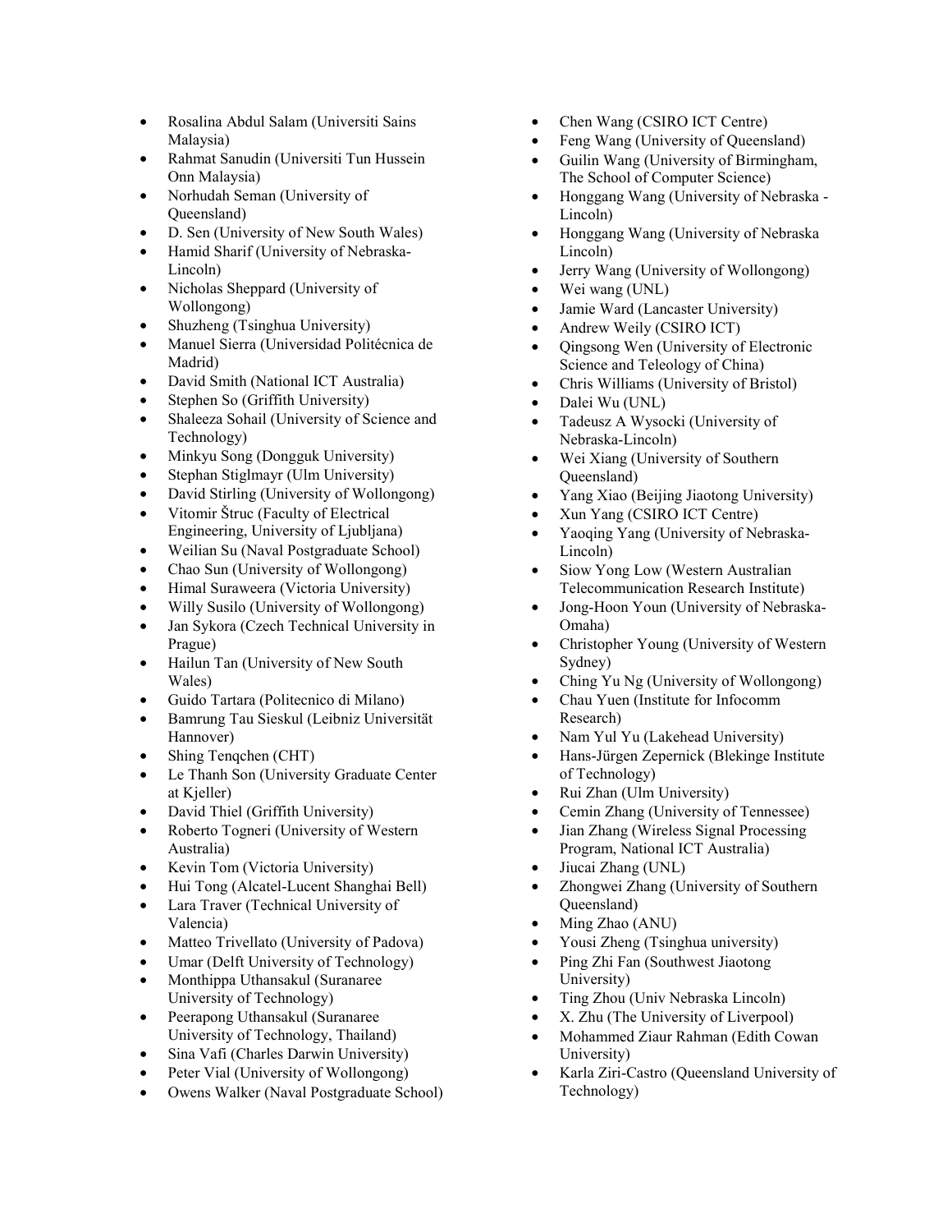- Rosalina Abdul Salam (Universiti Sains Malaysia)
- Rahmat Sanudin (Universiti Tun Hussein Onn Malaysia)
- Norhudah Seman (University of Queensland)
- D. Sen (University of New South Wales)
- Hamid Sharif (University of Nebraska-Lincoln)
- Nicholas Sheppard (University of Wollongong)
- Shuzheng (Tsinghua University)
- Manuel Sierra (Universidad Politécnica de Madrid)
- David Smith (National ICT Australia)
- Stephen So (Griffith University)
- Shaleeza Sohail (University of Science and Technology)
- Minkyu Song (Dongguk University)
- Stephan Stiglmayr (Ulm University)
- David Stirling (University of Wollongong)
- Vitomir Štruc (Faculty of Electrical Engineering, University of Ljubljana)
- Weilian Su (Naval Postgraduate School)
- Chao Sun (University of Wollongong)
- Himal Suraweera (Victoria University)
- Willy Susilo (University of Wollongong)
- Jan Sykora (Czech Technical University in Prague)
- Hailun Tan (University of New South Wales)
- Guido Tartara (Politecnico di Milano)
- Bamrung Tau Sieskul (Leibniz Universität Hannover)
- Shing Tenqchen (CHT)
- Le Thanh Son (University Graduate Center at Kjeller)
- David Thiel (Griffith University)
- Roberto Togneri (University of Western Australia)
- Kevin Tom (Victoria University)
- Hui Tong (Alcatel-Lucent Shanghai Bell)
- Lara Traver (Technical University of Valencia)
- Matteo Trivellato (University of Padova)
- Umar (Delft University of Technology)
- Monthippa Uthansakul (Suranaree University of Technology)
- Peerapong Uthansakul (Suranaree University of Technology, Thailand)
- Sina Vafi (Charles Darwin University)
- Peter Vial (University of Wollongong)
- Owens Walker (Naval Postgraduate School)
- Chen Wang (CSIRO ICT Centre)
- Feng Wang (University of Queensland)
- Guilin Wang (University of Birmingham, The School of Computer Science)
- Honggang Wang (University of Nebraska - Lincoln)
- Honggang Wang (University of Nebraska Lincoln)
- Jerry Wang (University of Wollongong)
- Wei wang (UNL)
- Jamie Ward (Lancaster University)
- Andrew Weily (CSIRO ICT)
- Qingsong Wen (University of Electronic Science and Teleology of China)
- Chris Williams (University of Bristol)
- Dalei Wu (UNL)
- Tadeusz A Wysocki (University of Nebraska-Lincoln)
- Wei Xiang (University of Southern Queensland)
- Yang Xiao (Beijing Jiaotong University)
- Xun Yang (CSIRO ICT Centre)
- Yaoqing Yang (University of Nebraska-Lincoln)
- Siow Yong Low (Western Australian Telecommunication Research Institute)
- Jong-Hoon Youn (University of Nebraska-Omaha)
- Christopher Young (University of Western Sydney)
- Ching Yu Ng (University of Wollongong)
- Chau Yuen (Institute for Infocomm Research)
- Nam Yul Yu (Lakehead University)
- Hans-Jürgen Zepernick (Blekinge Institute of Technology)
- Rui Zhan (Ulm University)
- Cemin Zhang (University of Tennessee)
- Jian Zhang (Wireless Signal Processing Program, National ICT Australia)
- Jiucai Zhang (UNL)
- Zhongwei Zhang (University of Southern Queensland)
- Ming Zhao (ANU)
- Yousi Zheng (Tsinghua university)
- Ping Zhi Fan (Southwest Jiaotong University)
- Ting Zhou (Univ Nebraska Lincoln)
- X. Zhu (The University of Liverpool)
- Mohammed Ziaur Rahman (Edith Cowan University)
- Karla Ziri-Castro (Queensland University of Technology)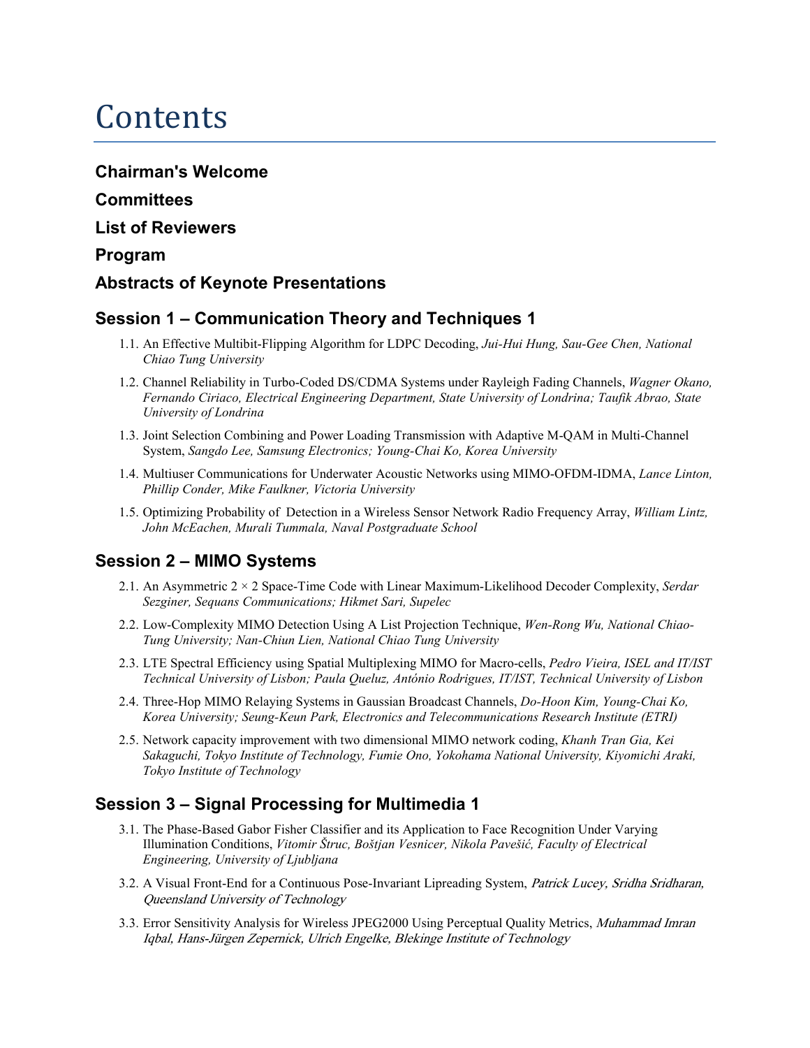# Contents

## Chairman's Welcome

## Committees

## List of Reviewers

## Program

## Abstracts of Keynote Presentations

## Session 1 – Communication Theory and Techniques 1

1.1. An Effective Multibit-Flipping Algorithm for LDPC Decoding, *Jui-Hui Hung, Sau-Gee Chen, National Chiao Tung University*

1.2. Channel Reliability in Turbo-Coded DS/CDMA Systems under Rayleigh Fading Channels, *Wagner Okano, Fernando Ciriaco, Electrical Engineering Department, State University of Londrina; Taufik Abrao, State University of Londrina*

1.3. Joint Selection Combining and Power Loading Transmission with Adaptive M-QAM in Multi-Channel System, *Sangdo Lee, Samsung Electronics; Young-Chai Ko, Korea University*

1.4. Multiuser Communications for Underwater Acoustic Networks using MIMO-OFDM-IDMA, *Lance Linton, Phillip Conder, Mike Faulkner, Victoria University*

1.5. Optimizing Probability of Detection in a Wireless Sensor Network Radio Frequency Array, *William Lintz, John McEachen, Murali Tummala, Naval Postgraduate School*

## Session 2 – MIMO Systems

2.1. An Asymmetric 2 × 2 Space-Time Code with Linear Maximum-Likelihood Decoder Complexity, *Serdar Sezginer, Sequans Communications; Hikmet Sari, Supelec*

2.2. Low-Complexity MIMO Detection Using A List Projection Technique, *Wen-Rong Wu, National Chiao-Tung University; Nan-Chiun Lien, National Chiao Tung University*

2.3. LTE Spectral Efficiency using Spatial Multiplexing MIMO for Macro-cells, *Pedro Vieira, ISEL and IT/IST Technical University of Lisbon; Paula Queluz, António Rodrigues, IT/IST, Technical University of Lisbon*

2.4. Three-Hop MIMO Relaying Systems in Gaussian Broadcast Channels, *Do-Hoon Kim, Young-Chai Ko, Korea University; Seung-Keun Park, Electronics and Telecommunications Research Institute (ETRI)*

2.5. Network capacity improvement with two dimensional MIMO network coding, *Khanh Tran Gia, Kei Sakaguchi, Tokyo Institute of Technology, Fumie Ono, Yokohama National University, Kiyomichi Araki, Tokyo Institute of Technology*

## Session 3 – Signal Processing for Multimedia 1

3.1. The Phase-Based Gabor Fisher Classifier and its Application to Face Recognition Under Varying Illumination Conditions, *Vitomir Štruc, Boštjan Vesnicer, Nikola Pavešić, Faculty of Electrical Engineering, University of Ljubljana*

3.2. A Visual Front-End for a Continuous Pose-Invariant Lipreading System, *Patrick Lucey, Sridha Sridharan, Queensland University of Technology*

3.3. Error Sensitivity Analysis for Wireless JPEG2000 Using Perceptual Quality Metrics, *Muhammad Imran Iqbal, Hans-Jürgen Zepernick, Ulrich Engelke, Blekinge Institute of Technology*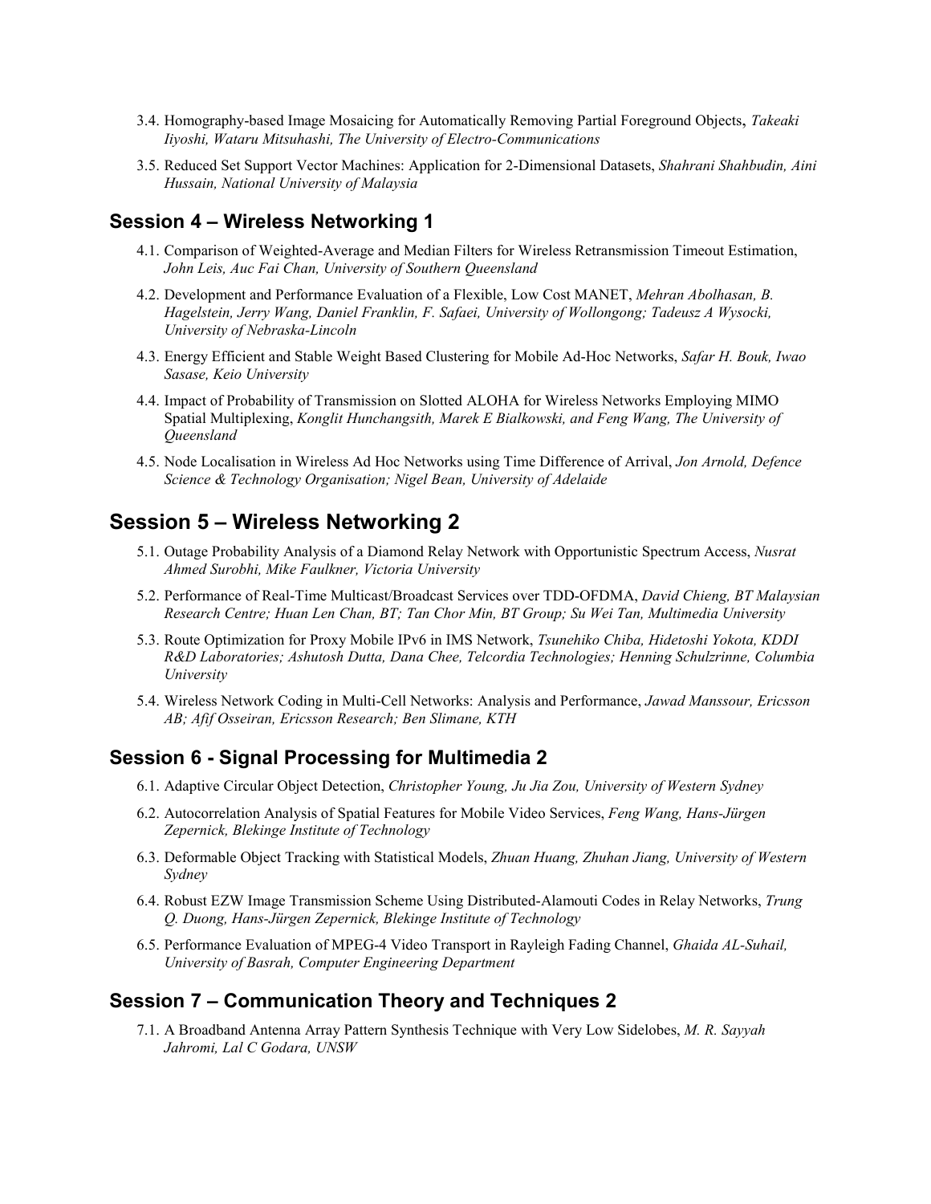3.4. Homography-based Image Mosaicing for Automatically Removing Partial Foreground Objects, *Takeaki Iiyoshi, Wataru Mitsuhashi, The University of Electro-Communications*

3.5. Reduced Set Support Vector Machines: Application for 2-Dimensional Datasets, *Shahrani Shahbudin, Aini Hussain, National University of Malaysia*

## Session 4 – Wireless Networking 1

4.1. Comparison of Weighted-Average and Median Filters for Wireless Retransmission Timeout Estimation, *John Leis, Auc Fai Chan, University of Southern Queensland*

4.2. Development and Performance Evaluation of a Flexible, Low Cost MANET, *Mehran Abolhasan, B. Hagelstein, Jerry Wang, Daniel Franklin, F. Safaei, University of Wollongong; Tadeusz A Wysocki, University of Nebraska-Lincoln*

4.3. Energy Efficient and Stable Weight Based Clustering for Mobile Ad-Hoc Networks, *Safar H. Bouk, Iwao Sasase, Keio University*

4.4. Impact of Probability of Transmission on Slotted ALOHA for Wireless Networks Employing MIMO Spatial Multiplexing, *Konglit Hunchangsith, Marek E Bialkowski, and Feng Wang, The University of Queensland*

4.5. Node Localisation in Wireless Ad Hoc Networks using Time Difference of Arrival, *Jon Arnold, Defence Science & Technology Organisation; Nigel Bean, University of Adelaide*

## Session 5 – Wireless Networking 2

5.1. Outage Probability Analysis of a Diamond Relay Network with Opportunistic Spectrum Access, *Nusrat Ahmed Surobhi, Mike Faulkner, Victoria University*

5.2. Performance of Real-Time Multicast/Broadcast Services over TDD-OFDMA, *David Chieng, BT Malaysian Research Centre; Huan Len Chan, BT; Tan Chor Min, BT Group; Su Wei Tan, Multimedia University*

5.3. Route Optimization for Proxy Mobile IPv6 in IMS Network, *Tsunehiko Chiba, Hidetoshi Yokota, KDDI R&D Laboratories; Ashutosh Dutta, Dana Chee, Telcordia Technologies; Henning Schulzrinne, Columbia University*

5.4. Wireless Network Coding in Multi-Cell Networks: Analysis and Performance, *Jawad Manssour, Ericsson AB; Afif Osseiran, Ericsson Research; Ben Slimane, KTH*

## Session 6 - Signal Processing for Multimedia 2

6.1. Adaptive Circular Object Detection, *Christopher Young, Ju Jia Zou, University of Western Sydney*

6.2. Autocorrelation Analysis of Spatial Features for Mobile Video Services, *Feng Wang, Hans-Jürgen Zepernick, Blekinge Institute of Technology*

6.3. Deformable Object Tracking with Statistical Models, *Zhuan Huang, Zhuhan Jiang, University of Western Sydney*

6.4. Robust EZW Image Transmission Scheme Using Distributed-Alamouti Codes in Relay Networks, *Trung Q. Duong, Hans-Jürgen Zepernick, Blekinge Institute of Technology*

6.5. Performance Evaluation of MPEG-4 Video Transport in Rayleigh Fading Channel, *Ghaida AL-Suhail, University of Basrah, Computer Engineering Department*

## Session 7 – Communication Theory and Techniques 2

7.1. A Broadband Antenna Array Pattern Synthesis Technique with Very Low Sidelobes, *M. R. Sayyah Jahromi, Lal C Godara, UNSW*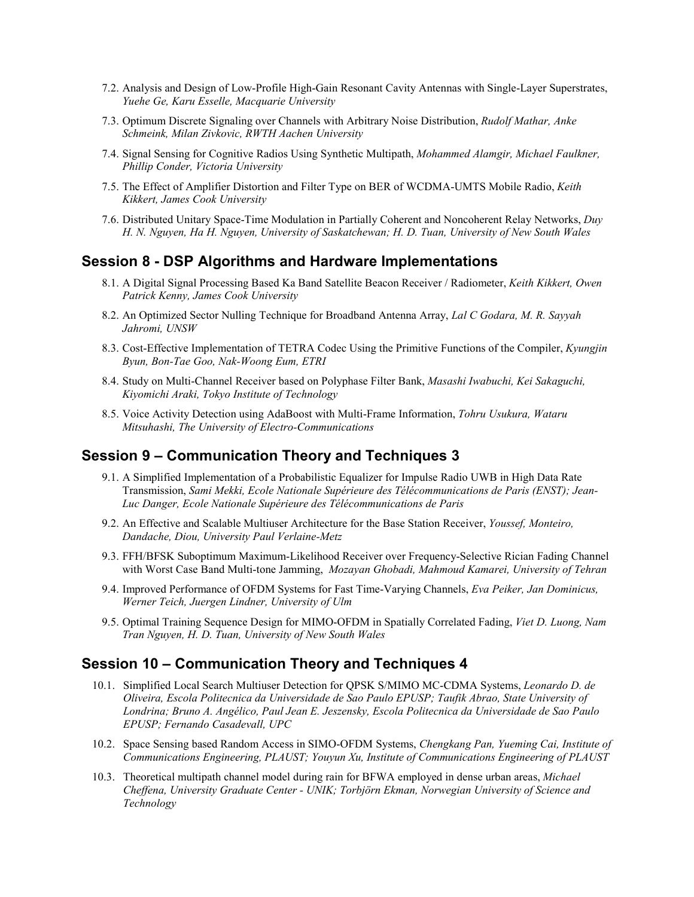7.2. Analysis and Design of Low-Profile High-Gain Resonant Cavity Antennas with Single-Layer Superstrates, *Yuehe Ge, Karu Esselle, Macquarie University*

7.3. Optimum Discrete Signaling over Channels with Arbitrary Noise Distribution, *Rudolf Mathar, Anke Schmeink, Milan Zivkovic, RWTH Aachen University*

7.4. Signal Sensing for Cognitive Radios Using Synthetic Multipath, *Mohammed Alamgir, Michael Faulkner, Phillip Conder, Victoria University*

7.5. The Effect of Amplifier Distortion and Filter Type on BER of WCDMA-UMTS Mobile Radio, *Keith Kikkert, James Cook University*

7.6. Distributed Unitary Space-Time Modulation in Partially Coherent and Noncoherent Relay Networks, *Duy H. N. Nguyen, Ha H. Nguyen, University of Saskatchewan; H. D. Tuan, University of New South Wales*

## Session 8 - DSP Algorithms and Hardware Implementations

8.1. A Digital Signal Processing Based Ka Band Satellite Beacon Receiver / Radiometer, *Keith Kikkert, Owen Patrick Kenny, James Cook University*

8.2. An Optimized Sector Nulling Technique for Broadband Antenna Array, *Lal C Godara, M. R. Sayyah Jahromi, UNSW*

8.3. Cost-Effective Implementation of TETRA Codec Using the Primitive Functions of the Compiler, *Kyungjin Byun, Bon-Tae Goo, Nak-Woong Eum, ETRI*

8.4. Study on Multi-Channel Receiver based on Polyphase Filter Bank, *Masashi Iwabuchi, Kei Sakaguchi, Kiyomichi Araki, Tokyo Institute of Technology*

8.5. Voice Activity Detection using AdaBoost with Multi-Frame Information, *Tohru Usukura, Wataru Mitsuhashi, The University of Electro-Communications*

## Session 9 – Communication Theory and Techniques 3

9.1. A Simplified Implementation of a Probabilistic Equalizer for Impulse Radio UWB in High Data Rate Transmission, *Sami Mekki, Ecole Nationale Supérieure des Télécommunications de Paris (ENST); Jean-Luc Danger, Ecole Nationale Supérieure des Télécommunications de Paris*

9.2. An Effective and Scalable Multiuser Architecture for the Base Station Receiver, *Youssef, Monteiro, Dandache, Diou, University Paul Verlaine-Metz*

9.3. FFH/BFSK Suboptimum Maximum-Likelihood Receiver over Frequency-Selective Rician Fading Channel with Worst Case Band Multi-tone Jamming, *Mozayan Ghobadi, Mahmoud Kamarei, University of Tehran*

9.4. Improved Performance of OFDM Systems for Fast Time-Varying Channels, *Eva Peiker, Jan Dominicus, Werner Teich, Juergen Lindner, University of Ulm*

9.5. Optimal Training Sequence Design for MIMO-OFDM in Spatially Correlated Fading, *Viet D. Luong, Nam Tran Nguyen, H. D. Tuan, University of New South Wales*

## Session 10 – Communication Theory and Techniques 4

10.1. Simplified Local Search Multiuser Detection for QPSK S/MIMO MC-CDMA Systems, *Leonardo D. de Oliveira, Escola Politecnica da Universidade de Sao Paulo EPUSP; Taufik Abrao, State University of Londrina; Bruno A. Angélico, Paul Jean E. Jeszensky, Escola Politecnica da Universidade de Sao Paulo EPUSP; Fernando Casadevall, UPC*

10.2. Space Sensing based Random Access in SIMO-OFDM Systems, *Chengkang Pan, Yueming Cai, Institute of Communications Engineering, PLAUST; Youyun Xu, Institute of Communications Engineering of PLAUST*

10.3. Theoretical multipath channel model during rain for BFWA employed in dense urban areas, *Michael Cheffena, University Graduate Center - UNIK; Torbjörn Ekman, Norwegian University of Science and Technology*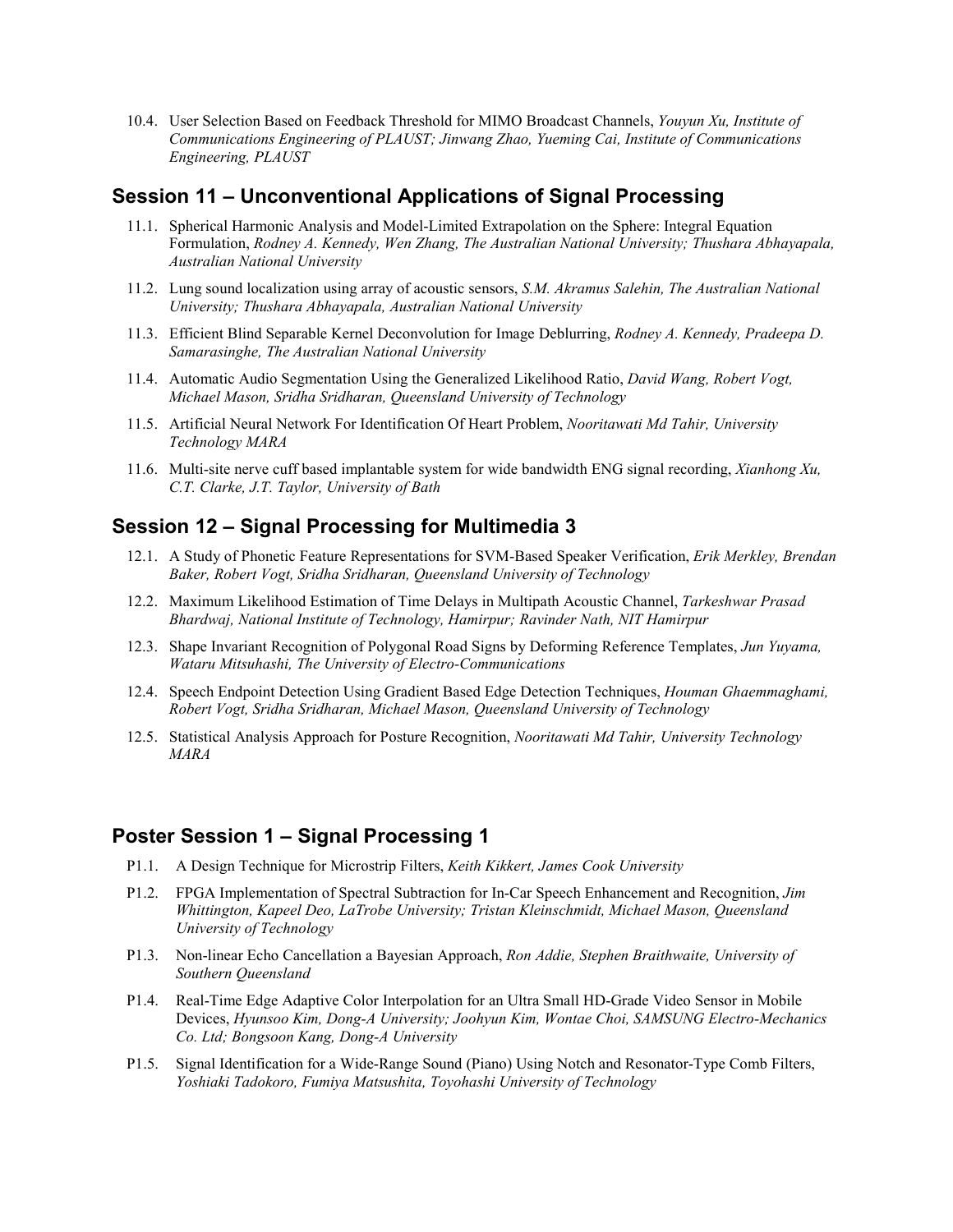10.4. User Selection Based on Feedback Threshold for MIMO Broadcast Channels, *Youyun Xu, Institute of Communications Engineering of PLAUST; Jinwang Zhao, Yueming Cai, Institute of Communications Engineering, PLAUST*

## Session 11 – Unconventional Applications of Signal Processing

11.1. Spherical Harmonic Analysis and Model-Limited Extrapolation on the Sphere: Integral Equation Formulation, *Rodney A. Kennedy, Wen Zhang, The Australian National University; Thushara Abhayapala, Australian National University*

11.2. Lung sound localization using array of acoustic sensors, *S.M. Akramus Salehin, The Australian National University; Thushara Abhayapala, Australian National University*

11.3. Efficient Blind Separable Kernel Deconvolution for Image Deblurring, *Rodney A. Kennedy, Pradeepa D. Samarasinghe, The Australian National University*

11.4. Automatic Audio Segmentation Using the Generalized Likelihood Ratio, *David Wang, Robert Vogt, Michael Mason, Sridha Sridharan, Queensland University of Technology*

11.5. Artificial Neural Network For Identification Of Heart Problem, *Nooritawati Md Tahir, University Technology MARA*

11.6. Multi-site nerve cuff based implantable system for wide bandwidth ENG signal recording, *Xianhong Xu, C.T. Clarke, J.T. Taylor, University of Bath*

## Session 12 – Signal Processing for Multimedia 3

12.1. A Study of Phonetic Feature Representations for SVM-Based Speaker Verification, *Erik Merkley, Brendan Baker, Robert Vogt, Sridha Sridharan, Queensland University of Technology*

12.2. Maximum Likelihood Estimation of Time Delays in Multipath Acoustic Channel, *Tarkeshwar Prasad Bhardwaj, National Institute of Technology, Hamirpur; Ravinder Nath, NIT Hamirpur*

12.3. Shape Invariant Recognition of Polygonal Road Signs by Deforming Reference Templates, *Jun Yuyama, Wataru Mitsuhashi, The University of Electro-Communications*

12.4. Speech Endpoint Detection Using Gradient Based Edge Detection Techniques, *Houman Ghaemmaghami, Robert Vogt, Sridha Sridharan, Michael Mason, Queensland University of Technology*

12.5. Statistical Analysis Approach for Posture Recognition, *Nooritawati Md Tahir, University Technology MARA*

## Poster Session 1 – Signal Processing 1

P1.1. A Design Technique for Microstrip Filters, *Keith Kikkert, James Cook University*

P1.2. FPGA Implementation of Spectral Subtraction for In-Car Speech Enhancement and Recognition, *Jim Whittington, Kapeel Deo, LaTrobe University; Tristan Kleinschmidt, Michael Mason, Queensland University of Technology*

P1.3. Non-linear Echo Cancellation a Bayesian Approach, *Ron Addie, Stephen Braithwaite, University of Southern Queensland*

P1.4. Real-Time Edge Adaptive Color Interpolation for an Ultra Small HD-Grade Video Sensor in Mobile Devices, *Hyunsoo Kim, Dong-A University; Joohyun Kim, Wontae Choi, SAMSUNG Electro-Mechanics Co. Ltd; Bongsoon Kang, Dong-A University*

P1.5. Signal Identification for a Wide-Range Sound (Piano) Using Notch and Resonator-Type Comb Filters, *Yoshiaki Tadokoro, Fumiya Matsushita, Toyohashi University of Technology*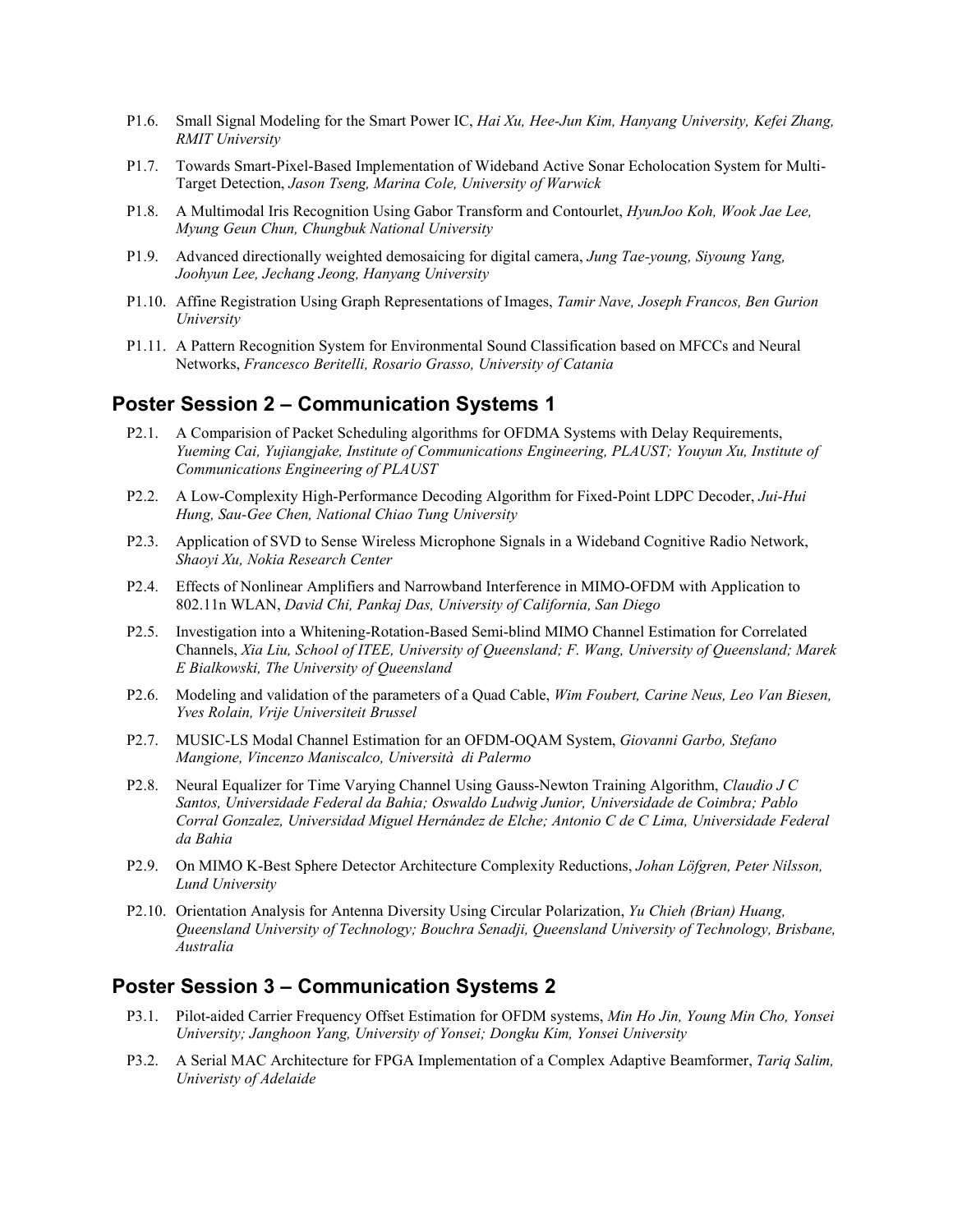- P1.6. Small Signal Modeling for the Smart Power IC, *Hai Xu, Hee-Jun Kim, Hanyang University, Kefei Zhang, RMIT University*
- P1.7. Towards Smart-Pixel-Based Implementation of Wideband Active Sonar Echolocation System for Multi-Target Detection, *Jason Tseng, Marina Cole, University of Warwick*
- P1.8. A Multimodal Iris Recognition Using Gabor Transform and Contourlet, *HyunJoo Koh, Wook Jae Lee, Myung Geun Chun, Chungbuk National University*
- P1.9. Advanced directionally weighted demosaicing for digital camera, *Jung Tae-young, Siyoung Yang, Joohyun Lee, Jechang Jeong, Hanyang University*
- P1.10. Affine Registration Using Graph Representations of Images, *Tamir Nave, Joseph Francos, Ben Gurion University*
- P1.11. A Pattern Recognition System for Environmental Sound Classification based on MFCCs and Neural Networks, *Francesco Beritelli, Rosario Grasso, University of Catania*

## Poster Session 2 – Communication Systems 1

- P2.1. A Comparision of Packet Scheduling algorithms for OFDMA Systems with Delay Requirements, *Yueming Cai, Yujiangjake, Institute of Communications Engineering, PLAUST; Youyun Xu, Institute of Communications Engineering of PLAUST*
- P2.2. A Low-Complexity High-Performance Decoding Algorithm for Fixed-Point LDPC Decoder, *Jui-Hui Hung, Sau-Gee Chen, National Chiao Tung University*
- P2.3. Application of SVD to Sense Wireless Microphone Signals in a Wideband Cognitive Radio Network, *Shaoyi Xu, Nokia Research Center*
- P2.4. Effects of Nonlinear Amplifiers and Narrowband Interference in MIMO-OFDM with Application to 802.11n WLAN, *David Chi, Pankaj Das, University of California, San Diego*
- P2.5. Investigation into a Whitening-Rotation-Based Semi-blind MIMO Channel Estimation for Correlated Channels, *Xia Liu, School of ITEE, University of Queensland; F. Wang, University of Queensland; Marek E Bialkowski, The University of Queensland*
- P2.6. Modeling and validation of the parameters of a Quad Cable, *Wim Foubert, Carine Neus, Leo Van Biesen, Yves Rolain, Vrije Universiteit Brussel*
- P2.7. MUSIC-LS Modal Channel Estimation for an OFDM-OQAM System, *Giovanni Garbo, Stefano Mangione, Vincenzo Maniscalco, Università di Palermo*
- P2.8. Neural Equalizer for Time Varying Channel Using Gauss-Newton Training Algorithm, *Claudio J C Santos, Universidade Federal da Bahia; Oswaldo Ludwig Junior, Universidade de Coimbra; Pablo Corral Gonzalez, Universidad Miguel Hernández de Elche; Antonio C de C Lima, Universidade Federal da Bahia*
- P2.9. On MIMO K-Best Sphere Detector Architecture Complexity Reductions, *Johan Löfgren, Peter Nilsson, Lund University*
- P2.10. Orientation Analysis for Antenna Diversity Using Circular Polarization, *Yu Chieh (Brian) Huang, Queensland University of Technology; Bouchra Senadji, Queensland University of Technology, Brisbane, Australia*

## Poster Session 3 – Communication Systems 2

- P3.1. Pilot-aided Carrier Frequency Offset Estimation for OFDM systems, *Min Ho Jin, Young Min Cho, Yonsei University; Janghoon Yang, University of Yonsei; Dongku Kim, Yonsei University*
- P3.2. A Serial MAC Architecture for FPGA Implementation of a Complex Adaptive Beamformer, *Tariq Salim, Univeristy of Adelaide*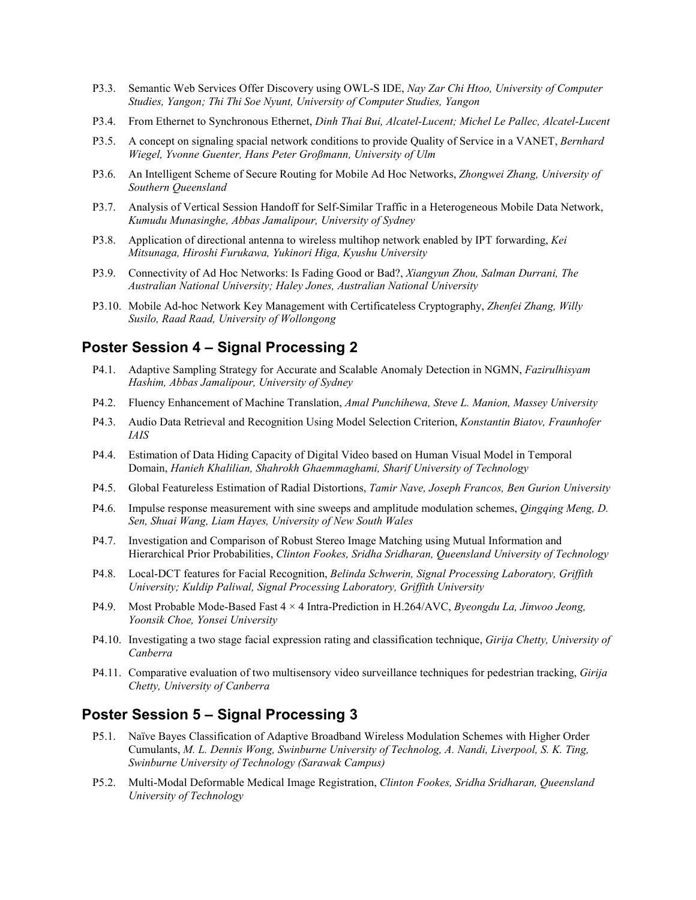- P3.3. Semantic Web Services Offer Discovery using OWL-S IDE, *Nay Zar Chi Htoo, University of Computer Studies, Yangon; Thi Thi Soe Nyunt, University of Computer Studies, Yangon*
- P3.4. From Ethernet to Synchronous Ethernet, *Dinh Thai Bui, Alcatel-Lucent; Michel Le Pallec, Alcatel-Lucent*
- P3.5. A concept on signaling spacial network conditions to provide Quality of Service in a VANET, *Bernhard Wiegel, Yvonne Guenter, Hans Peter Großmann, University of Ulm*
- P3.6. An Intelligent Scheme of Secure Routing for Mobile Ad Hoc Networks, *Zhongwei Zhang, University of Southern Queensland*
- P3.7. Analysis of Vertical Session Handoff for Self-Similar Traffic in a Heterogeneous Mobile Data Network, *Kumudu Munasinghe, Abbas Jamalipour, University of Sydney*
- P3.8. Application of directional antenna to wireless multihop network enabled by IPT forwarding, *Kei Mitsunaga, Hiroshi Furukawa, Yukinori Higa, Kyushu University*
- P3.9. Connectivity of Ad Hoc Networks: Is Fading Good or Bad?, *Xiangyun Zhou, Salman Durrani, The Australian National University; Haley Jones, Australian National University*
- P3.10. Mobile Ad-hoc Network Key Management with Certificateless Cryptography, *Zhenfei Zhang, Willy Susilo, Raad Raad, University of Wollongong*

## Poster Session 4 – Signal Processing 2

- P4.1. Adaptive Sampling Strategy for Accurate and Scalable Anomaly Detection in NGMN, *Fazirulhisyam Hashim, Abbas Jamalipour, University of Sydney*
- P4.2. Fluency Enhancement of Machine Translation, *Amal Punchihewa, Steve L. Manion, Massey University*
- P4.3. Audio Data Retrieval and Recognition Using Model Selection Criterion, *Konstantin Biatov, Fraunhofer IAIS*
- P4.4. Estimation of Data Hiding Capacity of Digital Video based on Human Visual Model in Temporal Domain, *Hanieh Khalilian, Shahrokh Ghaemmaghami, Sharif University of Technology*
- P4.5. Global Featureless Estimation of Radial Distortions, *Tamir Nave, Joseph Francos, Ben Gurion University*
- P4.6. Impulse response measurement with sine sweeps and amplitude modulation schemes, *Qingqing Meng, D. Sen, Shuai Wang, Liam Hayes, University of New South Wales*
- P4.7. Investigation and Comparison of Robust Stereo Image Matching using Mutual Information and Hierarchical Prior Probabilities, *Clinton Fookes, Sridha Sridharan, Queensland University of Technology*
- P4.8. Local-DCT features for Facial Recognition, *Belinda Schwerin, Signal Processing Laboratory, Griffith University; Kuldip Paliwal, Signal Processing Laboratory, Griffith University*
- P4.9. Most Probable Mode-Based Fast 4 × 4 Intra-Prediction in H.264/AVC, *Byeongdu La, Jinwoo Jeong, Yoonsik Choe, Yonsei University*
- P4.10. Investigating a two stage facial expression rating and classification technique, *Girija Chetty, University of Canberra*
- P4.11. Comparative evaluation of two multisensory video surveillance techniques for pedestrian tracking, *Girija Chetty, University of Canberra*

## Poster Session 5 – Signal Processing 3

- P5.1. Naïve Bayes Classification of Adaptive Broadband Wireless Modulation Schemes with Higher Order Cumulants, *M. L. Dennis Wong, Swinburne University of Technolog, A. Nandi, Liverpool, S. K. Ting, Swinburne University of Technology (Sarawak Campus)*
- P5.2. Multi-Modal Deformable Medical Image Registration, *Clinton Fookes, Sridha Sridharan, Queensland University of Technology*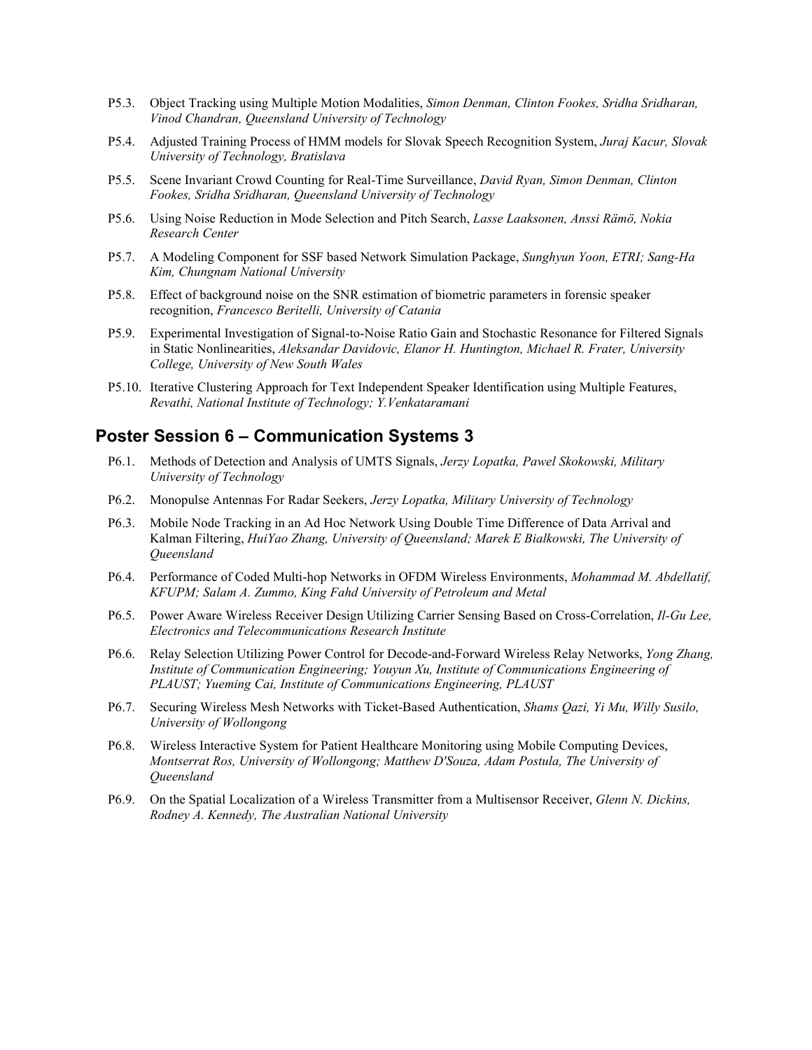- P5.3. Object Tracking using Multiple Motion Modalities, *Simon Denman, Clinton Fookes, Sridha Sridharan, Vinod Chandran, Queensland University of Technology*
- P5.4. Adjusted Training Process of HMM models for Slovak Speech Recognition System, *Juraj Kacur, Slovak University of Technology, Bratislava*
- P5.5. Scene Invariant Crowd Counting for Real-Time Surveillance, *David Ryan, Simon Denman, Clinton Fookes, Sridha Sridharan, Queensland University of Technology*
- P5.6. Using Noise Reduction in Mode Selection and Pitch Search, *Lasse Laaksonen, Anssi Rämö, Nokia Research Center*
- P5.7. A Modeling Component for SSF based Network Simulation Package, *Sunghyun Yoon, ETRI; Sang-Ha Kim, Chungnam National University*
- P5.8. Effect of background noise on the SNR estimation of biometric parameters in forensic speaker recognition, *Francesco Beritelli, University of Catania*
- P5.9. Experimental Investigation of Signal-to-Noise Ratio Gain and Stochastic Resonance for Filtered Signals in Static Nonlinearities, *Aleksandar Davidovic, Elanor H. Huntington, Michael R. Frater, University College, University of New South Wales*
- P5.10. Iterative Clustering Approach for Text Independent Speaker Identification using Multiple Features, *Revathi, National Institute of Technology; Y.Venkataramani*

## Poster Session 6 – Communication Systems 3

- P6.1. Methods of Detection and Analysis of UMTS Signals, *Jerzy Lopatka, Pawel Skokowski, Military University of Technology*
- P6.2. Monopulse Antennas For Radar Seekers, *Jerzy Lopatka, Military University of Technology*
- P6.3. Mobile Node Tracking in an Ad Hoc Network Using Double Time Difference of Data Arrival and Kalman Filtering, *HuiYao Zhang, University of Queensland; Marek E Bialkowski, The University of Queensland*
- P6.4. Performance of Coded Multi-hop Networks in OFDM Wireless Environments, *Mohammad M. Abdellatif, KFUPM; Salam A. Zummo, King Fahd University of Petroleum and Metal*
- P6.5. Power Aware Wireless Receiver Design Utilizing Carrier Sensing Based on Cross-Correlation, *Il-Gu Lee, Electronics and Telecommunications Research Institute*
- P6.6. Relay Selection Utilizing Power Control for Decode-and-Forward Wireless Relay Networks, *Yong Zhang, Institute of Communication Engineering; Youyun Xu, Institute of Communications Engineering of PLAUST; Yueming Cai, Institute of Communications Engineering, PLAUST*
- P6.7. Securing Wireless Mesh Networks with Ticket-Based Authentication, *Shams Qazi, Yi Mu, Willy Susilo, University of Wollongong*
- P6.8. Wireless Interactive System for Patient Healthcare Monitoring using Mobile Computing Devices, *Montserrat Ros, University of Wollongong; Matthew D'Souza, Adam Postula, The University of Queensland*
- P6.9. On the Spatial Localization of a Wireless Transmitter from a Multisensor Receiver, *Glenn N. Dickins, Rodney A. Kennedy, The Australian National University*